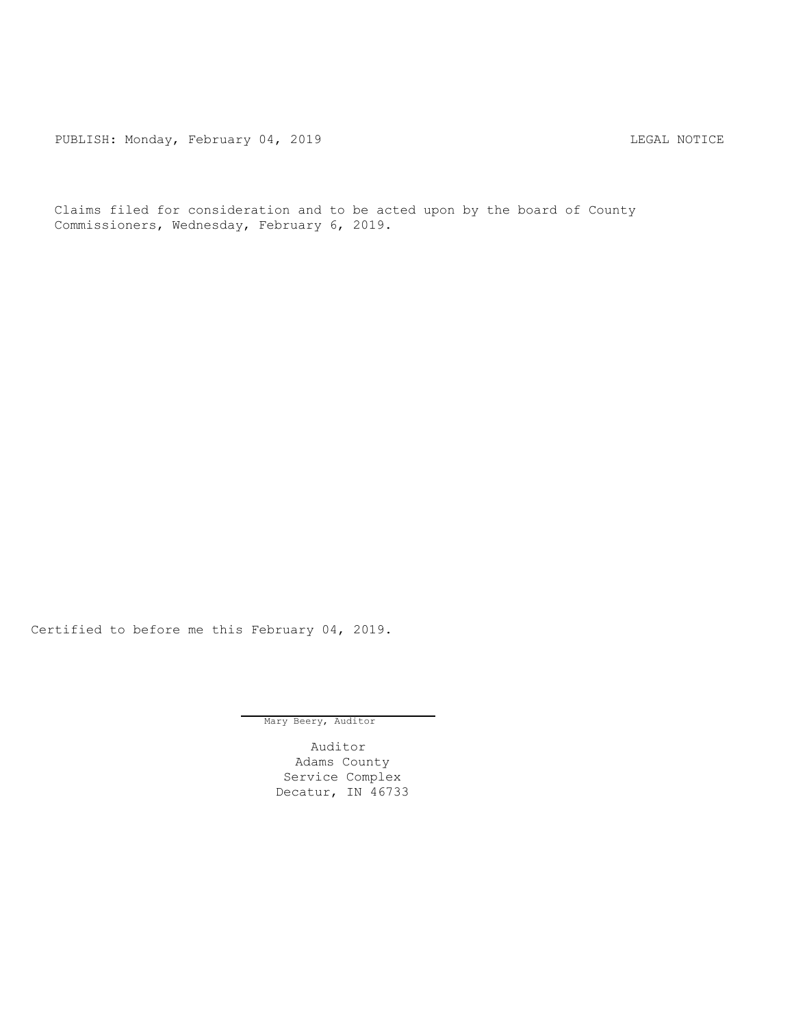PUBLISH: Monday, February 04, 2019 LEGAL NOTICE

Claims filed for consideration and to be acted upon by the board of County Commissioners, Wednesday, February 6, 2019.

Certified to before me this February 04, 2019.

Mary Beery, Auditor

Auditor
Adams County
Service Complex
Decatur, IN 46733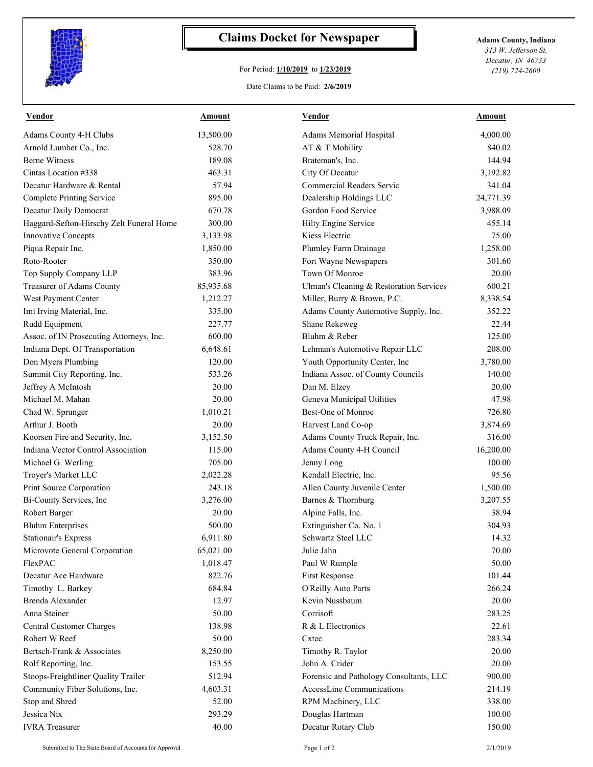# Claims Docket for Newspaper

For Period: **1/10/2019** to **1/23/2019**

Date Claims to be Paid: **2/6/2019**

**Adams County, Indiana**
*313 W. Jefferson St.*
*Decatur, IN 46733*
*(219) 724-2600*

| Vendor | Amount | Vendor | Amount |
|---|---|---|---|
| Adams County 4-H Clubs | 13,500.00 | Adams Memorial Hospital | 4,000.00 |
| Arnold Lumber Co., Inc. | 528.70 | AT & T Mobility | 840.02 |
| Berne Witness | 189.08 | Brateman's, Inc. | 144.94 |
| Cintas Location #338 | 463.31 | City Of Decatur | 3,192.82 |
| Decatur Hardware & Rental | 57.94 | Commercial Readers Servic | 341.04 |
| Complete Printing Service | 895.00 | Dealership Holdings LLC | 24,771.39 |
| Decatur Daily Democrat | 670.78 | Gordon Food Service | 3,988.09 |
| Haggard-Sefton-Hirschy Zelt Funeral Home | 300.00 | Hilty Engine Service | 455.14 |
| Innovative Concepts | 3,133.98 | Kiess Electric | 75.00 |
| Piqua Repair Inc. | 1,850.00 | Plumley Farm Drainage | 1,258.00 |
| Roto-Rooter | 350.00 | Fort Wayne Newspapers | 301.60 |
| Top Supply Company LLP | 383.96 | Town Of Monroe | 20.00 |
| Treasurer of Adams County | 85,935.68 | Ulman's Cleaning & Restoration Services | 600.21 |
| West Payment Center | 1,212.27 | Miller, Burry & Brown, P.C. | 8,338.54 |
| Imi Irving Material, Inc. | 335.00 | Adams County Automotive Supply, Inc. | 352.22 |
| Rudd Equipment | 227.77 | Shane Rekeweg | 22.44 |
| Assoc. of IN Prosecuting Attorneys, Inc. | 600.00 | Bluhm & Reber | 125.00 |
| Indiana Dept. Of Transportation | 6,648.61 | Lehman's Automotive Repair LLC | 208.00 |
| Don Myers Plumbing | 120.00 | Youth Opportunity Center, Inc | 3,780.00 |
| Summit City Reporting, Inc. | 533.26 | Indiana Assoc. of County Councils | 140.00 |
| Jeffrey A McIntosh | 20.00 | Dan M. Elzey | 20.00 |
| Michael M. Mahan | 20.00 | Geneva Municipal Utilities | 47.98 |
| Chad W. Sprunger | 1,010.21 | Best-One of Monroe | 726.80 |
| Arthur J. Booth | 20.00 | Harvest Land Co-op | 3,874.69 |
| Koorsen Fire and Security, Inc. | 3,152.50 | Adams County Truck Repair, Inc. | 316.00 |
| Indiana Vector Control Association | 115.00 | Adams County 4-H Council | 16,200.00 |
| Michael G. Werling | 705.00 | Jenny Long | 100.00 |
| Troyer's Market LLC | 2,022.28 | Kendall Electric, Inc. | 95.56 |
| Print Source Corporation | 243.18 | Allen County Juvenile Center | 1,500.00 |
| Bi-County Services, Inc | 3,276.00 | Barnes & Thornburg | 3,207.55 |
| Robert Barger | 20.00 | Alpine Falls, Inc. | 38.94 |
| Bluhm Enterprises | 500.00 | Extinguisher Co. No. 1 | 304.93 |
| Stationair's Express | 6,911.80 | Schwartz Steel LLC | 14.32 |
| Microvote General Corporation | 65,021.00 | Julie Jahn | 70.00 |
| FlexPAC | 1,018.47 | Paul W Rumple | 50.00 |
| Decatur Ace Hardware | 822.76 | First Response | 101.44 |
| Timothy L. Barkey | 684.84 | O'Reilly Auto Parts | 266.24 |
| Brenda Alexander | 12.97 | Kevin Nussbaum | 20.00 |
| Anna Steiner | 50.00 | Corrisoft | 283.25 |
| Central Customer Charges | 138.98 | R & L Electronics | 22.61 |
| Robert W Reef | 50.00 | Cxtec | 283.34 |
| Bertsch-Frank & Associates | 8,250.00 | Timothy R. Taylor | 20.00 |
| Rolf Reporting, Inc. | 153.55 | John A. Crider | 20.00 |
| Stoops-Freightliner Quality Trailer | 512.94 | Forensic and Pathology Consultants, LLC | 900.00 |
| Community Fiber Solutions, Inc. | 4,603.31 | AccessLine Communications | 214.19 |
| Stop and Shred | 52.00 | RPM Machinery, LLC | 338.00 |
| Jessica Nix | 293.29 | Douglas Hartman | 100.00 |
| IVRA Treasurer | 40.00 | Decatur Rotary Club | 150.00 |

Submitted to The State Board of Accounts for Approval

2/1/2019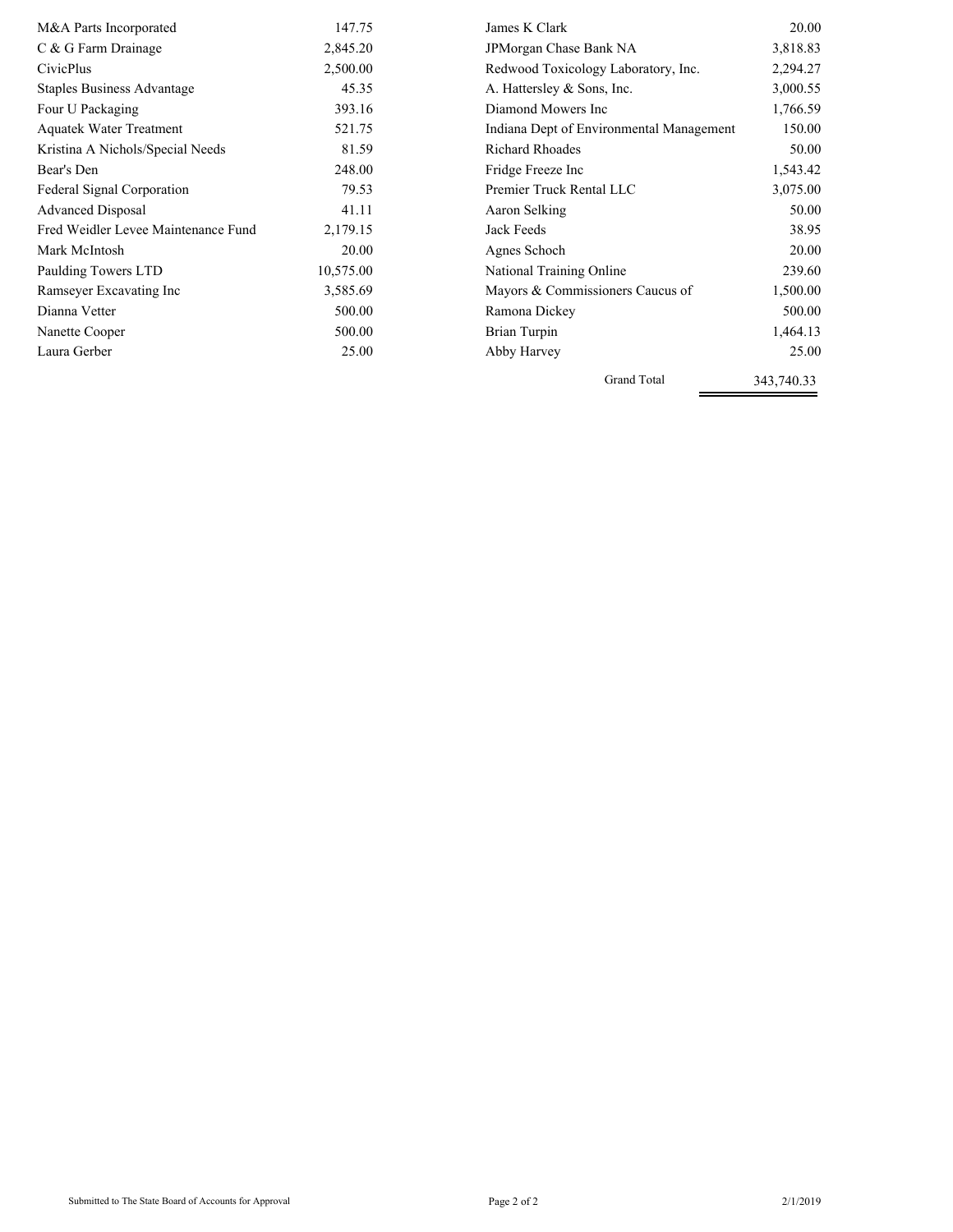| | |
|---|---|
| M&A Parts Incorporated | 147.75 |
| C & G Farm Drainage | 2,845.20 |
| CivicPlus | 2,500.00 |
| Staples Business Advantage | 45.35 |
| Four U Packaging | 393.16 |
| Aquatek Water Treatment | 521.75 |
| Kristina A Nichols/Special Needs | 81.59 |
| Bear's Den | 248.00 |
| Federal Signal Corporation | 79.53 |
| Advanced Disposal | 41.11 |
| Fred Weidler Levee Maintenance Fund | 2,179.15 |
| Mark McIntosh | 20.00 |
| Paulding Towers LTD | 10,575.00 |
| Ramseyer Excavating Inc | 3,585.69 |
| Dianna Vetter | 500.00 |
| Nanette Cooper | 500.00 |
| Laura Gerber | 25.00 |
| James K Clark | 20.00 |
| JPMorgan Chase Bank NA | 3,818.83 |
| Redwood Toxicology Laboratory, Inc. | 2,294.27 |
| A. Hattersley & Sons, Inc. | 3,000.55 |
| Diamond Mowers Inc | 1,766.59 |
| Indiana Dept of Environmental Management | 150.00 |
| Richard Rhoades | 50.00 |
| Fridge Freeze Inc | 1,543.42 |
| Premier Truck Rental LLC | 3,075.00 |
| Aaron Selking | 50.00 |
| Jack Feeds | 38.95 |
| Agnes Schoch | 20.00 |
| National Training Online | 239.60 |
| Mayors & Commissioners Caucus of | 1,500.00 |
| Ramona Dickey | 500.00 |
| Brian Turpin | 1,464.13 |
| Abby Harvey | 25.00 |
| Grand Total | 343,740.33 |